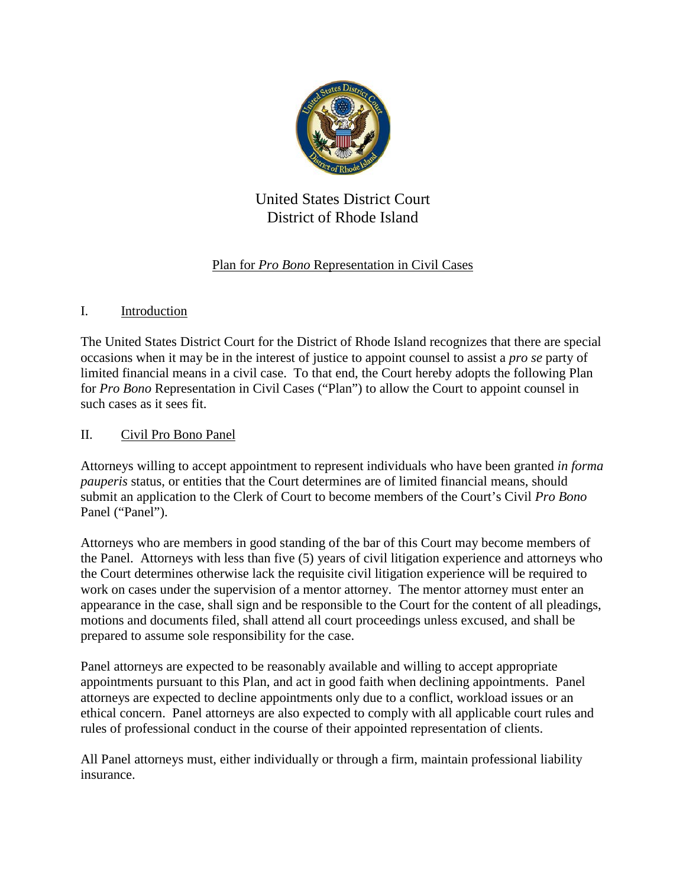United States District Court
District of Rhode Island

Plan for *Pro Bono* Representation in Civil Cases

## I. Introduction

The United States District Court for the District of Rhode Island recognizes that there are special occasions when it may be in the interest of justice to appoint counsel to assist a *pro se* party of limited financial means in a civil case. To that end, the Court hereby adopts the following Plan for *Pro Bono* Representation in Civil Cases ("Plan") to allow the Court to appoint counsel in such cases as it sees fit.

## II. Civil Pro Bono Panel

Attorneys willing to accept appointment to represent individuals who have been granted *in forma pauperis* status, or entities that the Court determines are of limited financial means, should submit an application to the Clerk of Court to become members of the Court's Civil *Pro Bono* Panel ("Panel").

Attorneys who are members in good standing of the bar of this Court may become members of the Panel. Attorneys with less than five (5) years of civil litigation experience and attorneys who the Court determines otherwise lack the requisite civil litigation experience will be required to work on cases under the supervision of a mentor attorney. The mentor attorney must enter an appearance in the case, shall sign and be responsible to the Court for the content of all pleadings, motions and documents filed, shall attend all court proceedings unless excused, and shall be prepared to assume sole responsibility for the case.

Panel attorneys are expected to be reasonably available and willing to accept appropriate appointments pursuant to this Plan, and act in good faith when declining appointments. Panel attorneys are expected to decline appointments only due to a conflict, workload issues or an ethical concern. Panel attorneys are also expected to comply with all applicable court rules and rules of professional conduct in the course of their appointed representation of clients.

All Panel attorneys must, either individually or through a firm, maintain professional liability insurance.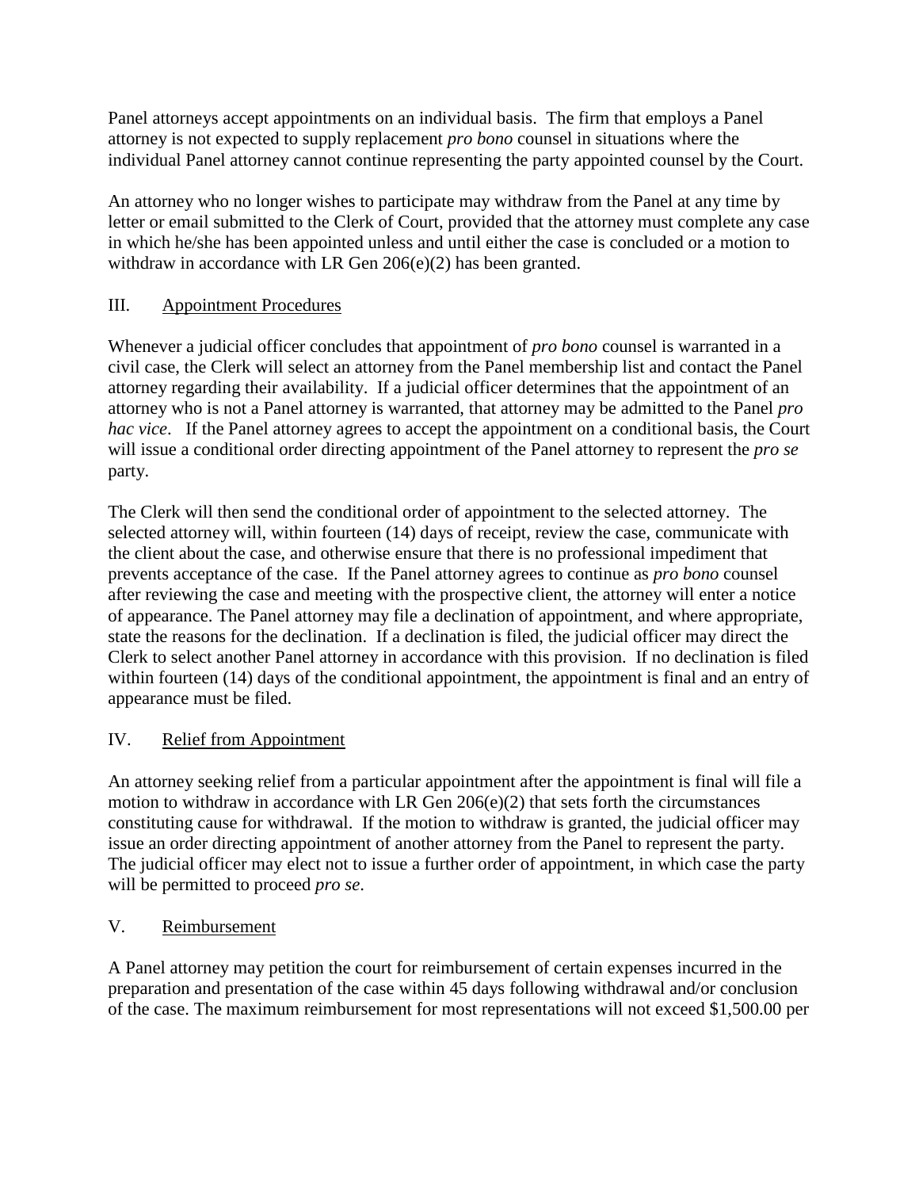Panel attorneys accept appointments on an individual basis. The firm that employs a Panel attorney is not expected to supply replacement *pro bono* counsel in situations where the individual Panel attorney cannot continue representing the party appointed counsel by the Court.

An attorney who no longer wishes to participate may withdraw from the Panel at any time by letter or email submitted to the Clerk of Court, provided that the attorney must complete any case in which he/she has been appointed unless and until either the case is concluded or a motion to withdraw in accordance with LR Gen 206(e)(2) has been granted.

## III. Appointment Procedures

Whenever a judicial officer concludes that appointment of *pro bono* counsel is warranted in a civil case, the Clerk will select an attorney from the Panel membership list and contact the Panel attorney regarding their availability. If a judicial officer determines that the appointment of an attorney who is not a Panel attorney is warranted, that attorney may be admitted to the Panel *pro hac vice*. If the Panel attorney agrees to accept the appointment on a conditional basis, the Court will issue a conditional order directing appointment of the Panel attorney to represent the *pro se* party.

The Clerk will then send the conditional order of appointment to the selected attorney. The selected attorney will, within fourteen (14) days of receipt, review the case, communicate with the client about the case, and otherwise ensure that there is no professional impediment that prevents acceptance of the case. If the Panel attorney agrees to continue as *pro bono* counsel after reviewing the case and meeting with the prospective client, the attorney will enter a notice of appearance. The Panel attorney may file a declination of appointment, and where appropriate, state the reasons for the declination. If a declination is filed, the judicial officer may direct the Clerk to select another Panel attorney in accordance with this provision. If no declination is filed within fourteen (14) days of the conditional appointment, the appointment is final and an entry of appearance must be filed.

## IV. Relief from Appointment

An attorney seeking relief from a particular appointment after the appointment is final will file a motion to withdraw in accordance with LR Gen 206(e)(2) that sets forth the circumstances constituting cause for withdrawal. If the motion to withdraw is granted, the judicial officer may issue an order directing appointment of another attorney from the Panel to represent the party. The judicial officer may elect not to issue a further order of appointment, in which case the party will be permitted to proceed *pro se*.

## V. Reimbursement

A Panel attorney may petition the court for reimbursement of certain expenses incurred in the preparation and presentation of the case within 45 days following withdrawal and/or conclusion of the case. The maximum reimbursement for most representations will not exceed $1,500.00 per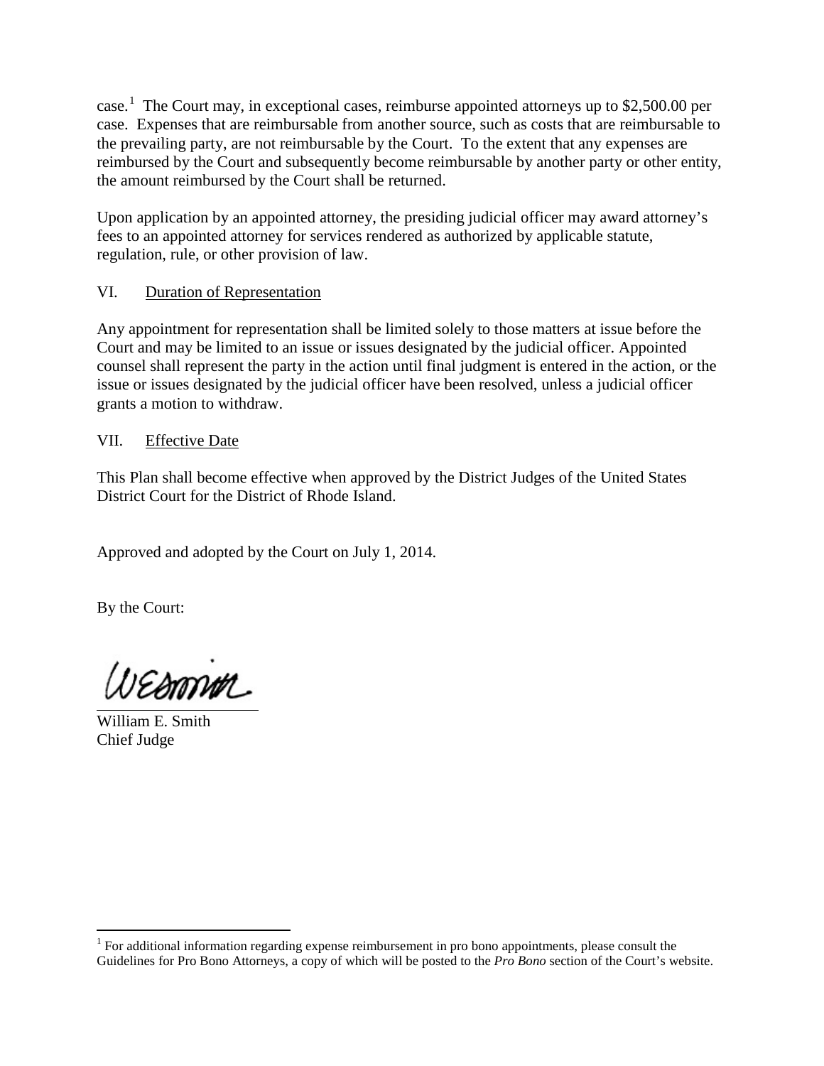case.[1] The Court may, in exceptional cases, reimburse appointed attorneys up to $2,500.00 per case. Expenses that are reimbursable from another source, such as costs that are reimbursable to the prevailing party, are not reimbursable by the Court. To the extent that any expenses are reimbursed by the Court and subsequently become reimbursable by another party or other entity, the amount reimbursed by the Court shall be returned.

Upon application by an appointed attorney, the presiding judicial officer may award attorney's fees to an appointed attorney for services rendered as authorized by applicable statute, regulation, rule, or other provision of law.

## VI. Duration of Representation

Any appointment for representation shall be limited solely to those matters at issue before the Court and may be limited to an issue or issues designated by the judicial officer. Appointed counsel shall represent the party in the action until final judgment is entered in the action, or the issue or issues designated by the judicial officer have been resolved, unless a judicial officer grants a motion to withdraw.

## VII. Effective Date

This Plan shall become effective when approved by the District Judges of the United States District Court for the District of Rhode Island.

Approved and adopted by the Court on July 1, 2014.

By the Court:

William E. Smith
Chief Judge

---

[1] For additional information regarding expense reimbursement in pro bono appointments, please consult the Guidelines for Pro Bono Attorneys, a copy of which will be posted to the *Pro Bono* section of the Court's website.